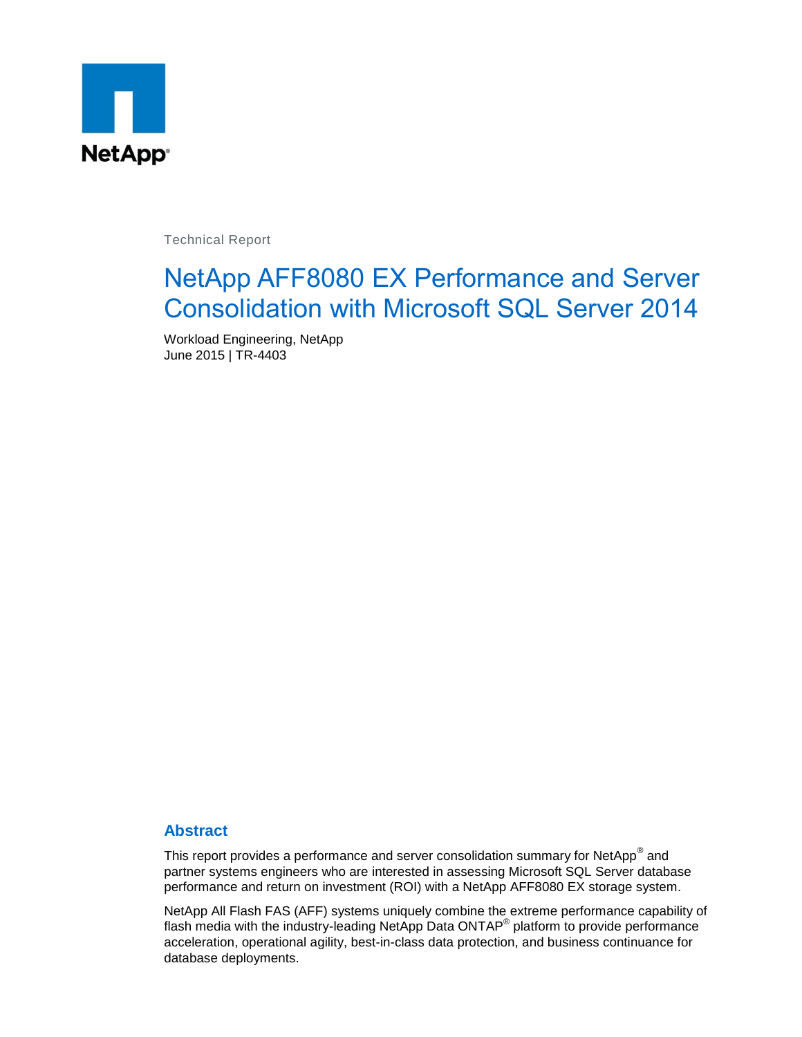NetApp

Technical Report

# NetApp AFF8080 EX Performance and Server Consolidation with Microsoft SQL Server 2014

Workload Engineering, NetApp
June 2015 | TR-4403

## Abstract

This report provides a performance and server consolidation summary for NetApp® and partner systems engineers who are interested in assessing Microsoft SQL Server database performance and return on investment (ROI) with a NetApp AFF8080 EX storage system.

NetApp All Flash FAS (AFF) systems uniquely combine the extreme performance capability of flash media with the industry-leading NetApp Data ONTAP® platform to provide performance acceleration, operational agility, best-in-class data protection, and business continuance for database deployments.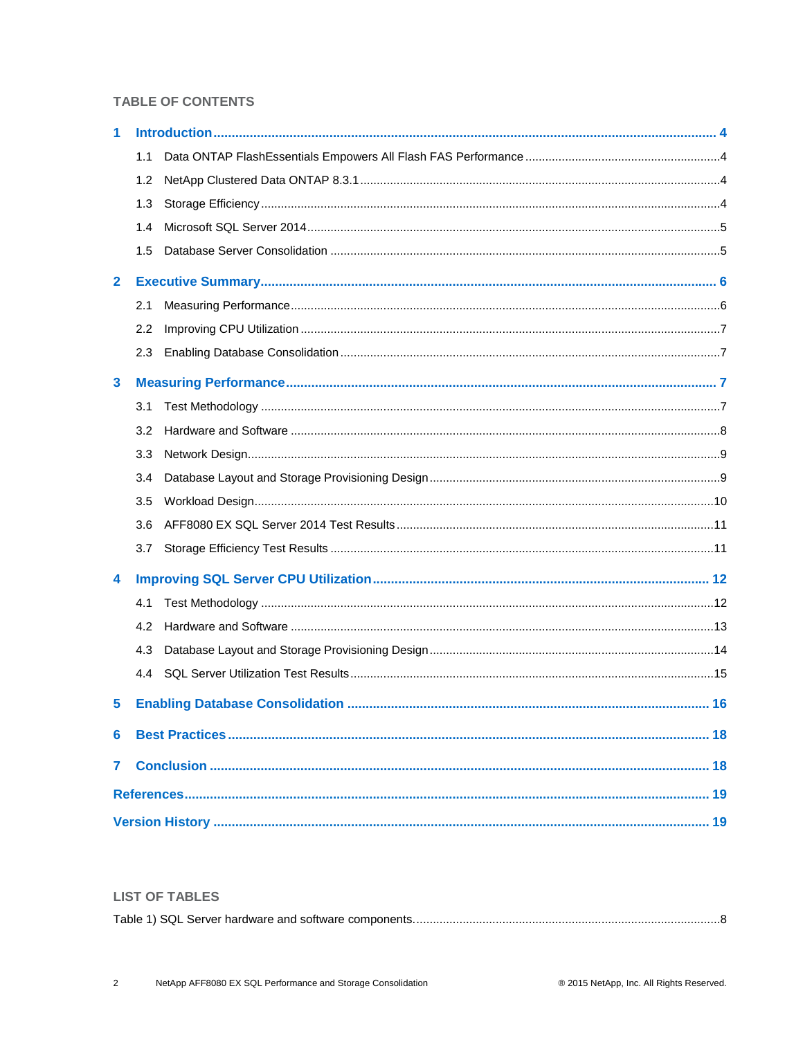## TABLE OF CONTENTS

**1 Introduction** ........................................................................................................ 4

- 1.1 Data ONTAP FlashEssentials Empowers All Flash FAS Performance ........................................ 4
- 1.2 NetApp Clustered Data ONTAP 8.3.1 ........................................................................ 4
- 1.3 Storage Efficiency ........................................................................................ 4
- 1.4 Microsoft SQL Server 2014 ................................................................................ 5
- 1.5 Database Server Consolidation ............................................................................. 5

**2 Executive Summary** ................................................................................................. 6

- 2.1 Measuring Performance ..................................................................................... 6
- 2.2 Improving CPU Utilization ................................................................................. 7
- 2.3 Enabling Database Consolidation ........................................................................... 7

**3 Measuring Performance** ............................................................................................. 7

- 3.1 Test Methodology .......................................................................................... 7
- 3.2 Hardware and Software ..................................................................................... 8
- 3.3 Network Design ............................................................................................ 9
- 3.4 Database Layout and Storage Provisioning Design ........................................................... 9
- 3.5 Workload Design ........................................................................................... 10
- 3.6 AFF8080 EX SQL Server 2014 Test Results .................................................................. 11
- 3.7 Storage Efficiency Test Results ........................................................................... 11

**4 Improving SQL Server CPU Utilization** ............................................................................. 12

- 4.1 Test Methodology .......................................................................................... 12
- 4.2 Hardware and Software ..................................................................................... 13
- 4.3 Database Layout and Storage Provisioning Design ........................................................... 14
- 4.4 SQL Server Utilization Test Results ....................................................................... 15

**5 Enabling Database Consolidation** ................................................................................... 16

**6 Best Practices** ..................................................................................................... 18

**7 Conclusion** ......................................................................................................... 18

**References** ............................................................................................................ 19

**Version History** ....................................................................................................... 19

## LIST OF TABLES

Table 1) SQL Server hardware and software components ........................................................................ 8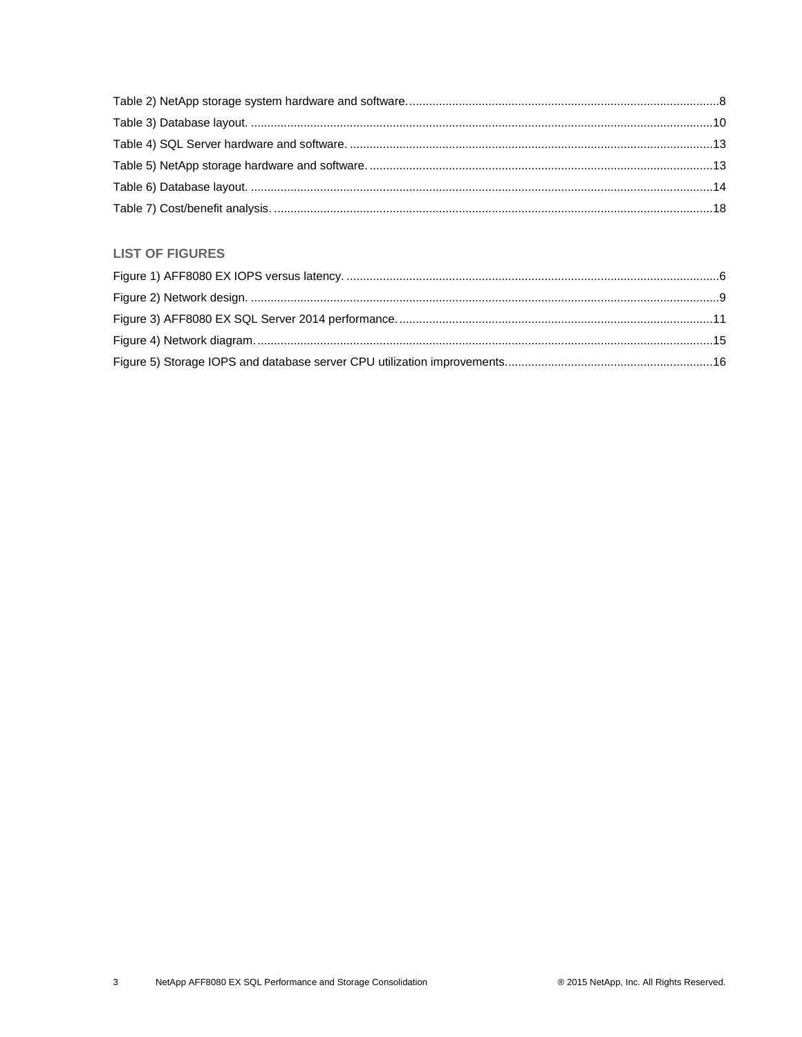Table 2) NetApp storage system hardware and software. ..... 8

Table 3) Database layout. ..... 10

Table 4) SQL Server hardware and software. ..... 13

Table 5) NetApp storage hardware and software. ..... 13

Table 6) Database layout. ..... 14

Table 7) Cost/benefit analysis. ..... 18

## LIST OF FIGURES

Figure 1) AFF8080 EX IOPS versus latency. ..... 6

Figure 2) Network design. ..... 9

Figure 3) AFF8080 EX SQL Server 2014 performance. ..... 11

Figure 4) Network diagram. ..... 15

Figure 5) Storage IOPS and database server CPU utilization improvements. ..... 16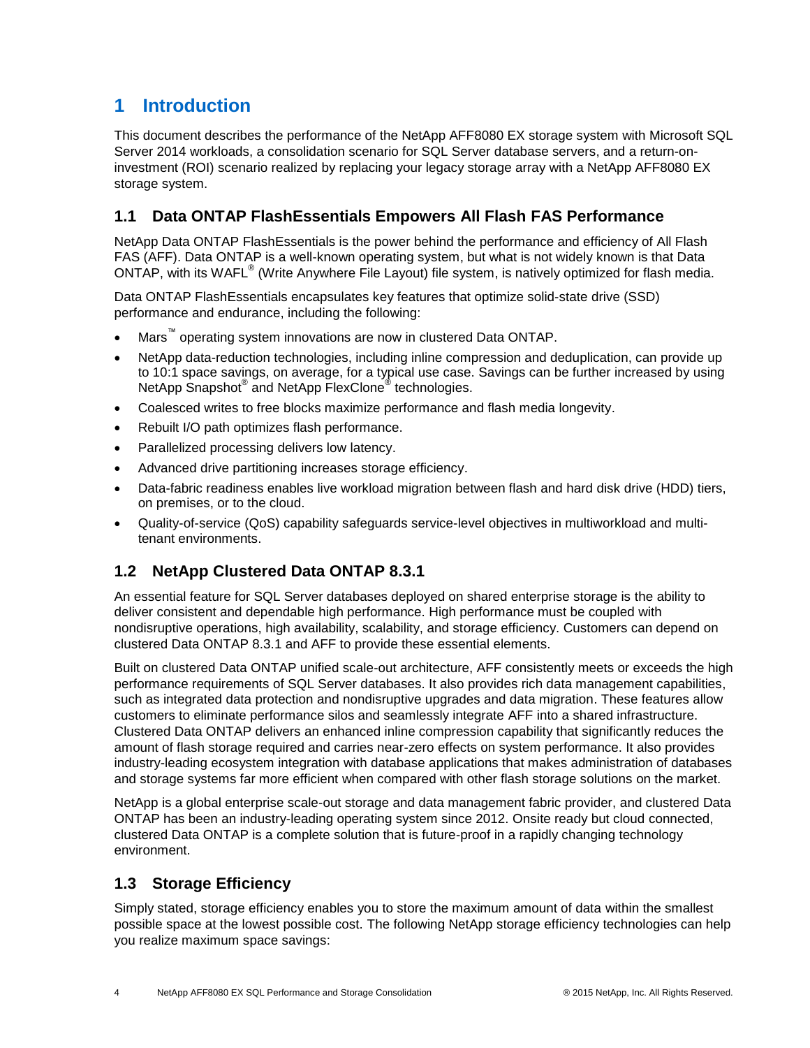# 1 Introduction

This document describes the performance of the NetApp AFF8080 EX storage system with Microsoft SQL Server 2014 workloads, a consolidation scenario for SQL Server database servers, and a return-on-investment (ROI) scenario realized by replacing your legacy storage array with a NetApp AFF8080 EX storage system.

## 1.1 Data ONTAP FlashEssentials Empowers All Flash FAS Performance

NetApp Data ONTAP FlashEssentials is the power behind the performance and efficiency of All Flash FAS (AFF). Data ONTAP is a well-known operating system, but what is not widely known is that Data ONTAP, with its WAFL® (Write Anywhere File Layout) file system, is natively optimized for flash media.

Data ONTAP FlashEssentials encapsulates key features that optimize solid-state drive (SSD) performance and endurance, including the following:

- Mars™ operating system innovations are now in clustered Data ONTAP.
- NetApp data-reduction technologies, including inline compression and deduplication, can provide up to 10:1 space savings, on average, for a typical use case. Savings can be further increased by using NetApp Snapshot® and NetApp FlexClone® technologies.
- Coalesced writes to free blocks maximize performance and flash media longevity.
- Rebuilt I/O path optimizes flash performance.
- Parallelized processing delivers low latency.
- Advanced drive partitioning increases storage efficiency.
- Data-fabric readiness enables live workload migration between flash and hard disk drive (HDD) tiers, on premises, or to the cloud.
- Quality-of-service (QoS) capability safeguards service-level objectives in multiworkload and multi-tenant environments.

## 1.2 NetApp Clustered Data ONTAP 8.3.1

An essential feature for SQL Server databases deployed on shared enterprise storage is the ability to deliver consistent and dependable high performance. High performance must be coupled with nondisruptive operations, high availability, scalability, and storage efficiency. Customers can depend on clustered Data ONTAP 8.3.1 and AFF to provide these essential elements.

Built on clustered Data ONTAP unified scale-out architecture, AFF consistently meets or exceeds the high performance requirements of SQL Server databases. It also provides rich data management capabilities, such as integrated data protection and nondisruptive upgrades and data migration. These features allow customers to eliminate performance silos and seamlessly integrate AFF into a shared infrastructure. Clustered Data ONTAP delivers an enhanced inline compression capability that significantly reduces the amount of flash storage required and carries near-zero effects on system performance. It also provides industry-leading ecosystem integration with database applications that makes administration of databases and storage systems far more efficient when compared with other flash storage solutions on the market.

NetApp is a global enterprise scale-out storage and data management fabric provider, and clustered Data ONTAP has been an industry-leading operating system since 2012. Onsite ready but cloud connected, clustered Data ONTAP is a complete solution that is future-proof in a rapidly changing technology environment.

## 1.3 Storage Efficiency

Simply stated, storage efficiency enables you to store the maximum amount of data within the smallest possible space at the lowest possible cost. The following NetApp storage efficiency technologies can help you realize maximum space savings: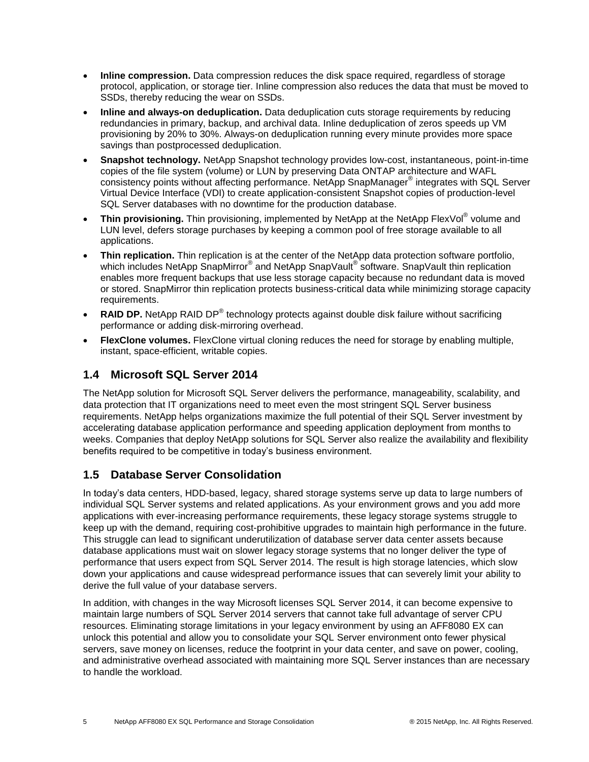- **Inline compression.** Data compression reduces the disk space required, regardless of storage protocol, application, or storage tier. Inline compression also reduces the data that must be moved to SSDs, thereby reducing the wear on SSDs.
- **Inline and always-on deduplication.** Data deduplication cuts storage requirements by reducing redundancies in primary, backup, and archival data. Inline deduplication of zeros speeds up VM provisioning by 20% to 30%. Always-on deduplication running every minute provides more space savings than postprocessed deduplication.
- **Snapshot technology.** NetApp Snapshot technology provides low-cost, instantaneous, point-in-time copies of the file system (volume) or LUN by preserving Data ONTAP architecture and WAFL consistency points without affecting performance. NetApp SnapManager® integrates with SQL Server Virtual Device Interface (VDI) to create application-consistent Snapshot copies of production-level SQL Server databases with no downtime for the production database.
- **Thin provisioning.** Thin provisioning, implemented by NetApp at the NetApp FlexVol® volume and LUN level, defers storage purchases by keeping a common pool of free storage available to all applications.
- **Thin replication.** Thin replication is at the center of the NetApp data protection software portfolio, which includes NetApp SnapMirror® and NetApp SnapVault® software. SnapVault thin replication enables more frequent backups that use less storage capacity because no redundant data is moved or stored. SnapMirror thin replication protects business-critical data while minimizing storage capacity requirements.
- **RAID DP.** NetApp RAID DP® technology protects against double disk failure without sacrificing performance or adding disk-mirroring overhead.
- **FlexClone volumes.** FlexClone virtual cloning reduces the need for storage by enabling multiple, instant, space-efficient, writable copies.

## 1.4 Microsoft SQL Server 2014

The NetApp solution for Microsoft SQL Server delivers the performance, manageability, scalability, and data protection that IT organizations need to meet even the most stringent SQL Server business requirements. NetApp helps organizations maximize the full potential of their SQL Server investment by accelerating database application performance and speeding application deployment from months to weeks. Companies that deploy NetApp solutions for SQL Server also realize the availability and flexibility benefits required to be competitive in today's business environment.

## 1.5 Database Server Consolidation

In today's data centers, HDD-based, legacy, shared storage systems serve up data to large numbers of individual SQL Server systems and related applications. As your environment grows and you add more applications with ever-increasing performance requirements, these legacy storage systems struggle to keep up with the demand, requiring cost-prohibitive upgrades to maintain high performance in the future. This struggle can lead to significant underutilization of database server data center assets because database applications must wait on slower legacy storage systems that no longer deliver the type of performance that users expect from SQL Server 2014. The result is high storage latencies, which slow down your applications and cause widespread performance issues that can severely limit your ability to derive the full value of your database servers.

In addition, with changes in the way Microsoft licenses SQL Server 2014, it can become expensive to maintain large numbers of SQL Server 2014 servers that cannot take full advantage of server CPU resources. Eliminating storage limitations in your legacy environment by using an AFF8080 EX can unlock this potential and allow you to consolidate your SQL Server environment onto fewer physical servers, save money on licenses, reduce the footprint in your data center, and save on power, cooling, and administrative overhead associated with maintaining more SQL Server instances than are necessary to handle the workload.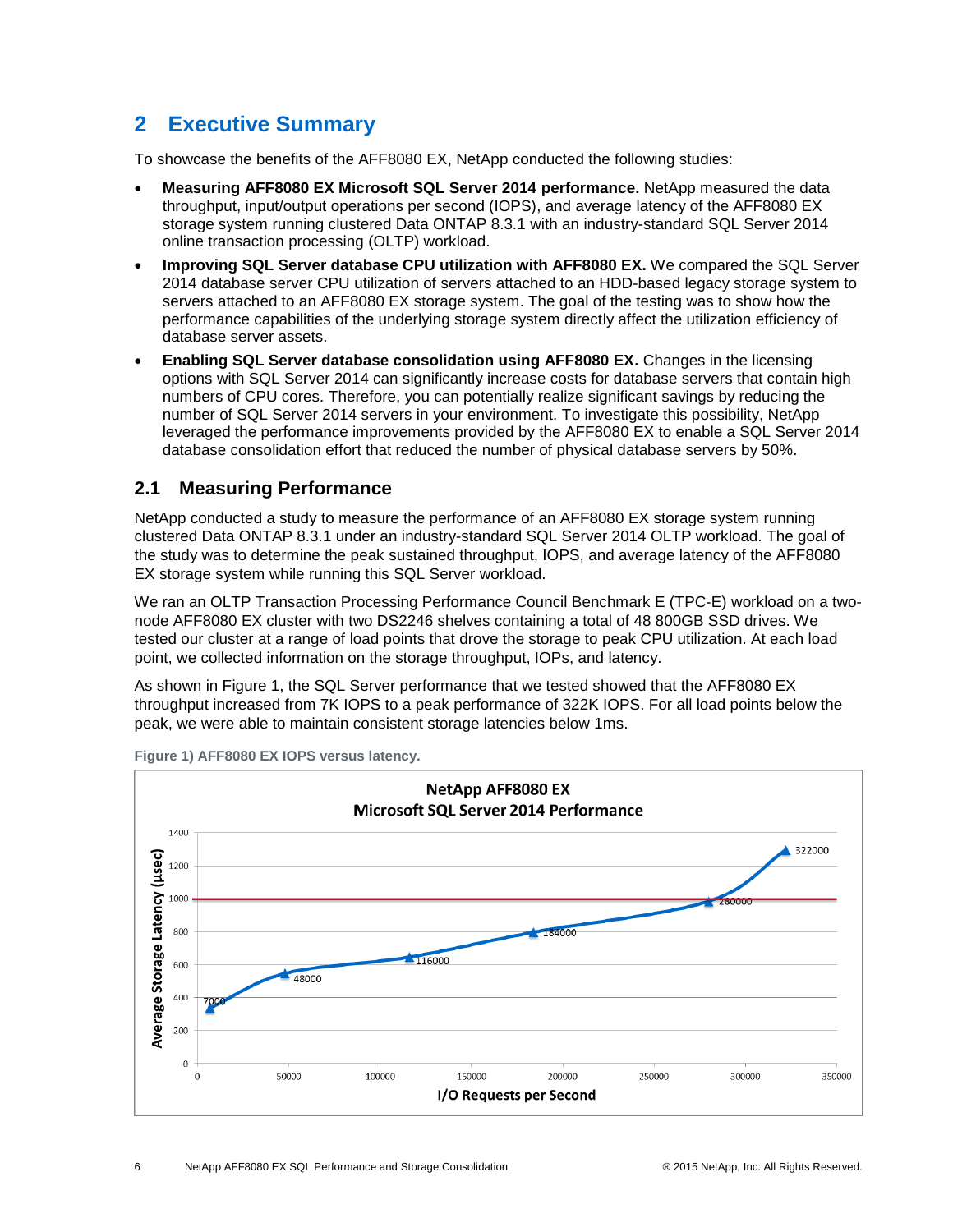## 2 Executive Summary

To showcase the benefits of the AFF8080 EX, NetApp conducted the following studies:

- **Measuring AFF8080 EX Microsoft SQL Server 2014 performance.** NetApp measured the data throughput, input/output operations per second (IOPS), and average latency of the AFF8080 EX storage system running clustered Data ONTAP 8.3.1 with an industry-standard SQL Server 2014 online transaction processing (OLTP) workload.
- **Improving SQL Server database CPU utilization with AFF8080 EX.** We compared the SQL Server 2014 database server CPU utilization of servers attached to an HDD-based legacy storage system to servers attached to an AFF8080 EX storage system. The goal of the testing was to show how the performance capabilities of the underlying storage system directly affect the utilization efficiency of database server assets.
- **Enabling SQL Server database consolidation using AFF8080 EX.** Changes in the licensing options with SQL Server 2014 can significantly increase costs for database servers that contain high numbers of CPU cores. Therefore, you can potentially realize significant savings by reducing the number of SQL Server 2014 servers in your environment. To investigate this possibility, NetApp leveraged the performance improvements provided by the AFF8080 EX to enable a SQL Server 2014 database consolidation effort that reduced the number of physical database servers by 50%.

### 2.1 Measuring Performance

NetApp conducted a study to measure the performance of an AFF8080 EX storage system running clustered Data ONTAP 8.3.1 under an industry-standard SQL Server 2014 OLTP workload. The goal of the study was to determine the peak sustained throughput, IOPS, and average latency of the AFF8080 EX storage system while running this SQL Server workload.

We ran an OLTP Transaction Processing Performance Council Benchmark E (TPC-E) workload on a two-node AFF8080 EX cluster with two DS2246 shelves containing a total of 48 800GB SSD drives. We tested our cluster at a range of load points that drove the storage to peak CPU utilization. At each load point, we collected information on the storage throughput, IOPs, and latency.

As shown in Figure 1, the SQL Server performance that we tested showed that the AFF8080 EX throughput increased from 7K IOPS to a peak performance of 322K IOPS. For all load points below the peak, we were able to maintain consistent storage latencies below 1ms.

**Figure 1) AFF8080 EX IOPS versus latency.**

NetApp AFF8080 EX
Microsoft SQL Server 2014 Performance

| I/O Requests per Second | Average Storage Latency (µsec) (approx.) |
|---|---|
| 7000 | 330 |
| 48000 | 545 |
| 116000 | 640 |
| 184000 | 795 |
| 280000 | 980 |
| 322000 | 1290 |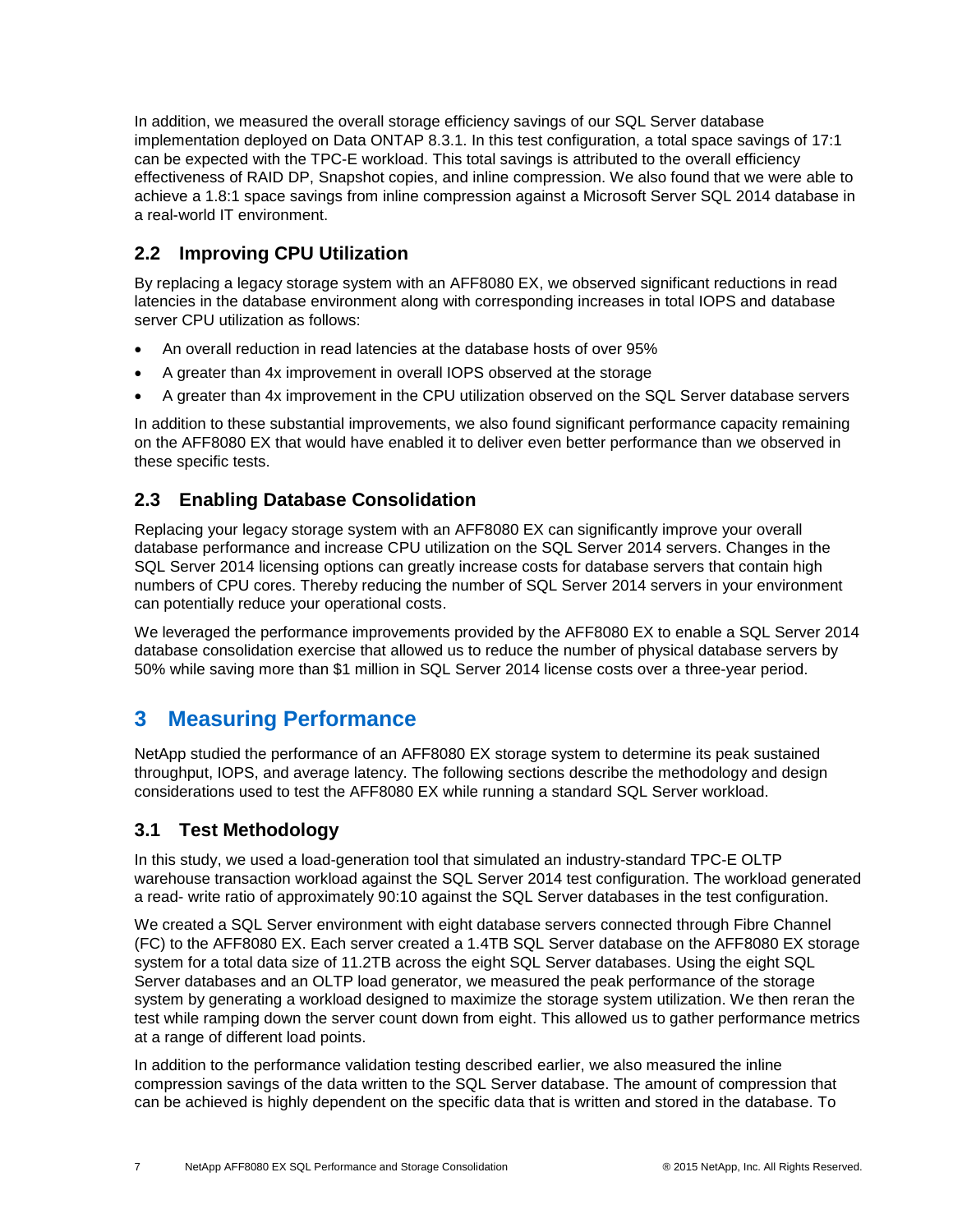In addition, we measured the overall storage efficiency savings of our SQL Server database implementation deployed on Data ONTAP 8.3.1. In this test configuration, a total space savings of 17:1 can be expected with the TPC-E workload. This total savings is attributed to the overall efficiency effectiveness of RAID DP, Snapshot copies, and inline compression. We also found that we were able to achieve a 1.8:1 space savings from inline compression against a Microsoft Server SQL 2014 database in a real-world IT environment.

## 2.2 Improving CPU Utilization

By replacing a legacy storage system with an AFF8080 EX, we observed significant reductions in read latencies in the database environment along with corresponding increases in total IOPS and database server CPU utilization as follows:

- An overall reduction in read latencies at the database hosts of over 95%
- A greater than 4x improvement in overall IOPS observed at the storage
- A greater than 4x improvement in the CPU utilization observed on the SQL Server database servers

In addition to these substantial improvements, we also found significant performance capacity remaining on the AFF8080 EX that would have enabled it to deliver even better performance than we observed in these specific tests.

## 2.3 Enabling Database Consolidation

Replacing your legacy storage system with an AFF8080 EX can significantly improve your overall database performance and increase CPU utilization on the SQL Server 2014 servers. Changes in the SQL Server 2014 licensing options can greatly increase costs for database servers that contain high numbers of CPU cores. Thereby reducing the number of SQL Server 2014 servers in your environment can potentially reduce your operational costs.

We leveraged the performance improvements provided by the AFF8080 EX to enable a SQL Server 2014 database consolidation exercise that allowed us to reduce the number of physical database servers by 50% while saving more than $1 million in SQL Server 2014 license costs over a three-year period.

# 3 Measuring Performance

NetApp studied the performance of an AFF8080 EX storage system to determine its peak sustained throughput, IOPS, and average latency. The following sections describe the methodology and design considerations used to test the AFF8080 EX while running a standard SQL Server workload.

## 3.1 Test Methodology

In this study, we used a load-generation tool that simulated an industry-standard TPC-E OLTP warehouse transaction workload against the SQL Server 2014 test configuration. The workload generated a read- write ratio of approximately 90:10 against the SQL Server databases in the test configuration.

We created a SQL Server environment with eight database servers connected through Fibre Channel (FC) to the AFF8080 EX. Each server created a 1.4TB SQL Server database on the AFF8080 EX storage system for a total data size of 11.2TB across the eight SQL Server databases. Using the eight SQL Server databases and an OLTP load generator, we measured the peak performance of the storage system by generating a workload designed to maximize the storage system utilization. We then reran the test while ramping down the server count down from eight. This allowed us to gather performance metrics at a range of different load points.

In addition to the performance validation testing described earlier, we also measured the inline compression savings of the data written to the SQL Server database. The amount of compression that can be achieved is highly dependent on the specific data that is written and stored in the database. To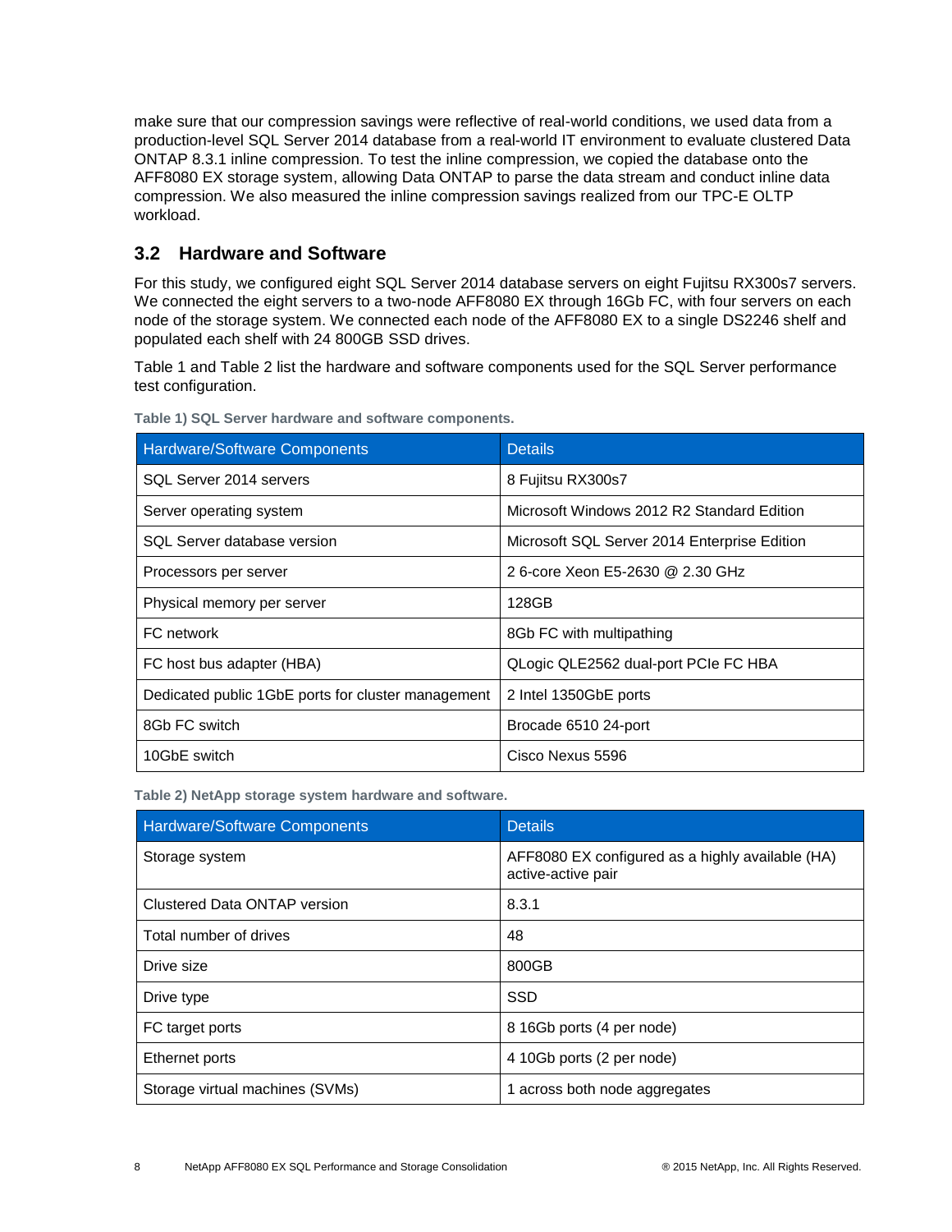make sure that our compression savings were reflective of real-world conditions, we used data from a production-level SQL Server 2014 database from a real-world IT environment to evaluate clustered Data ONTAP 8.3.1 inline compression. To test the inline compression, we copied the database onto the AFF8080 EX storage system, allowing Data ONTAP to parse the data stream and conduct inline data compression. We also measured the inline compression savings realized from our TPC-E OLTP workload.

## 3.2 Hardware and Software

For this study, we configured eight SQL Server 2014 database servers on eight Fujitsu RX300s7 servers. We connected the eight servers to a two-node AFF8080 EX through 16Gb FC, with four servers on each node of the storage system. We connected each node of the AFF8080 EX to a single DS2246 shelf and populated each shelf with 24 800GB SSD drives.

Table 1 and Table 2 list the hardware and software components used for the SQL Server performance test configuration.

**Table 1) SQL Server hardware and software components.**

| Hardware/Software Components | Details |
| --- | --- |
| SQL Server 2014 servers | 8 Fujitsu RX300s7 |
| Server operating system | Microsoft Windows 2012 R2 Standard Edition |
| SQL Server database version | Microsoft SQL Server 2014 Enterprise Edition |
| Processors per server | 2 6-core Xeon E5-2630 @ 2.30 GHz |
| Physical memory per server | 128GB |
| FC network | 8Gb FC with multipathing |
| FC host bus adapter (HBA) | QLogic QLE2562 dual-port PCIe FC HBA |
| Dedicated public 1GbE ports for cluster management | 2 Intel 1350GbE ports |
| 8Gb FC switch | Brocade 6510 24-port |
| 10GbE switch | Cisco Nexus 5596 |

**Table 2) NetApp storage system hardware and software.**

| Hardware/Software Components | Details |
| --- | --- |
| Storage system | AFF8080 EX configured as a highly available (HA) active-active pair |
| Clustered Data ONTAP version | 8.3.1 |
| Total number of drives | 48 |
| Drive size | 800GB |
| Drive type | SSD |
| FC target ports | 8 16Gb ports (4 per node) |
| Ethernet ports | 4 10Gb ports (2 per node) |
| Storage virtual machines (SVMs) | 1 across both node aggregates |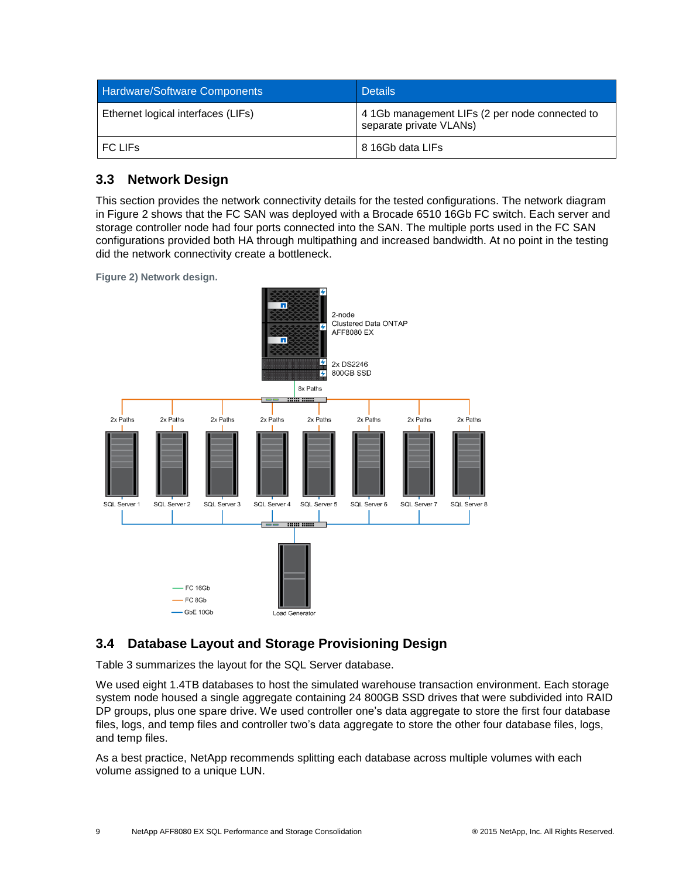| Hardware/Software Components | Details |
| --- | --- |
| Ethernet logical interfaces (LIFs) | 4 1Gb management LIFs (2 per node connected to separate private VLANs) |
| FC LIFs | 8 16Gb data LIFs |

## 3.3 Network Design

This section provides the network connectivity details for the tested configurations. The network diagram in Figure 2 shows that the FC SAN was deployed with a Brocade 6510 16Gb FC switch. Each server and storage controller node had four ports connected into the SAN. The multiple ports used in the FC SAN configurations provided both HA through multipathing and increased bandwidth. At no point in the testing did the network connectivity create a bottleneck.

**Figure 2) Network design.**

## 3.4 Database Layout and Storage Provisioning Design

Table 3 summarizes the layout for the SQL Server database.

We used eight 1.4TB databases to host the simulated warehouse transaction environment. Each storage system node housed a single aggregate containing 24 800GB SSD drives that were subdivided into RAID DP groups, plus one spare drive. We used controller one's data aggregate to store the first four database files, logs, and temp files and controller two's data aggregate to store the other four database files, logs, and temp files.

As a best practice, NetApp recommends splitting each database across multiple volumes with each volume assigned to a unique LUN.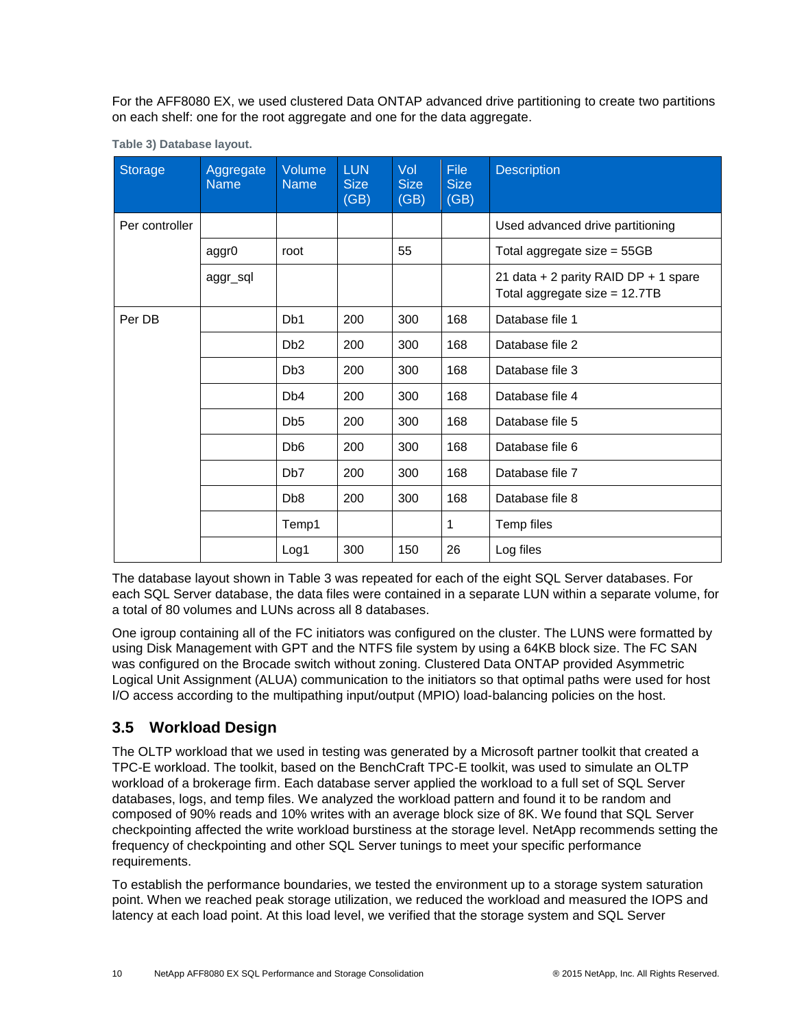For the AFF8080 EX, we used clustered Data ONTAP advanced drive partitioning to create two partitions on each shelf: one for the root aggregate and one for the data aggregate.

**Table 3) Database layout.**

| Storage | Aggregate Name | Volume Name | LUN Size (GB) | Vol Size (GB) | File Size (GB) | Description |
|---|---|---|---|---|---|---|
| Per controller | | | | | | Used advanced drive partitioning |
| | aggr0 | root | | 55 | | Total aggregate size = 55GB |
| | aggr_sql | | | | | 21 data + 2 parity RAID DP + 1 spare Total aggregate size = 12.7TB |
| Per DB | | Db1 | 200 | 300 | 168 | Database file 1 |
| | | Db2 | 200 | 300 | 168 | Database file 2 |
| | | Db3 | 200 | 300 | 168 | Database file 3 |
| | | Db4 | 200 | 300 | 168 | Database file 4 |
| | | Db5 | 200 | 300 | 168 | Database file 5 |
| | | Db6 | 200 | 300 | 168 | Database file 6 |
| | | Db7 | 200 | 300 | 168 | Database file 7 |
| | | Db8 | 200 | 300 | 168 | Database file 8 |
| | | Temp1 | | | 1 | Temp files |
| | | Log1 | 300 | 150 | 26 | Log files |

The database layout shown in Table 3 was repeated for each of the eight SQL Server databases. For each SQL Server database, the data files were contained in a separate LUN within a separate volume, for a total of 80 volumes and LUNs across all 8 databases.

One igroup containing all of the FC initiators was configured on the cluster. The LUNS were formatted by using Disk Management with GPT and the NTFS file system by using a 64KB block size. The FC SAN was configured on the Brocade switch without zoning. Clustered Data ONTAP provided Asymmetric Logical Unit Assignment (ALUA) communication to the initiators so that optimal paths were used for host I/O access according to the multipathing input/output (MPIO) load-balancing policies on the host.

## 3.5 Workload Design

The OLTP workload that we used in testing was generated by a Microsoft partner toolkit that created a TPC-E workload. The toolkit, based on the BenchCraft TPC-E toolkit, was used to simulate an OLTP workload of a brokerage firm. Each database server applied the workload to a full set of SQL Server databases, logs, and temp files. We analyzed the workload pattern and found it to be random and composed of 90% reads and 10% writes with an average block size of 8K. We found that SQL Server checkpointing affected the write workload burstiness at the storage level. NetApp recommends setting the frequency of checkpointing and other SQL Server tunings to meet your specific performance requirements.

To establish the performance boundaries, we tested the environment up to a storage system saturation point. When we reached peak storage utilization, we reduced the workload and measured the IOPS and latency at each load point. At this load level, we verified that the storage system and SQL Server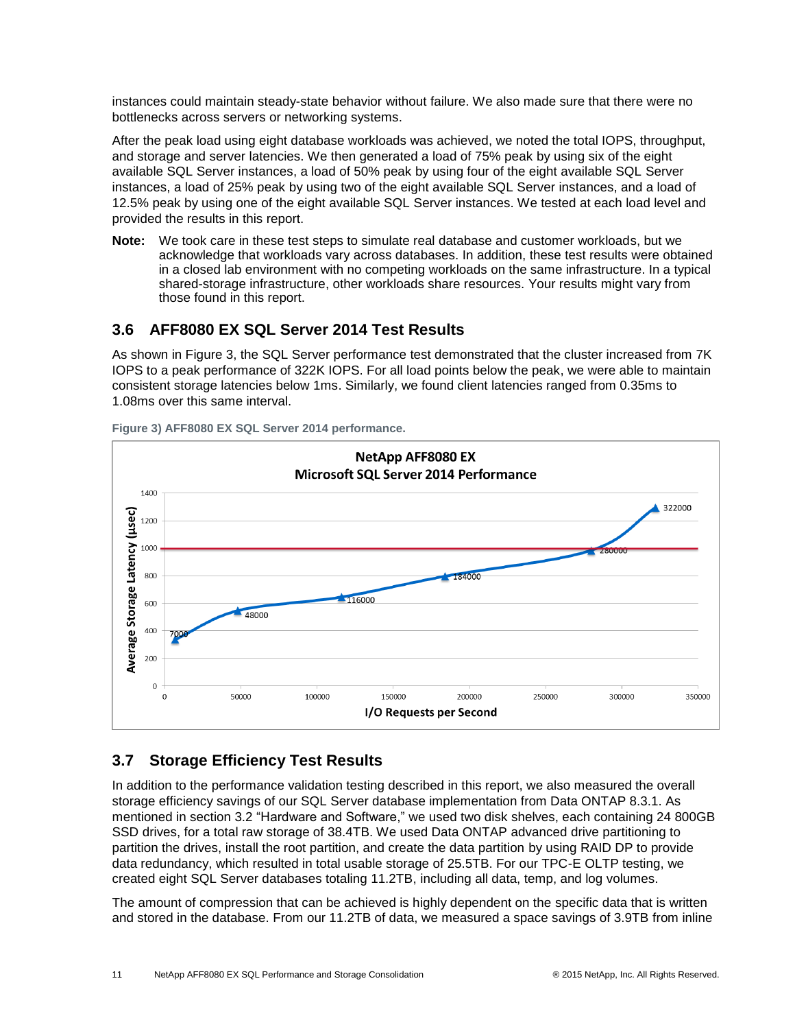instances could maintain steady-state behavior without failure. We also made sure that there were no bottlenecks across servers or networking systems.

After the peak load using eight database workloads was achieved, we noted the total IOPS, throughput, and storage and server latencies. We then generated a load of 75% peak by using six of the eight available SQL Server instances, a load of 50% peak by using four of the eight available SQL Server instances, a load of 25% peak by using two of the eight available SQL Server instances, and a load of 12.5% peak by using one of the eight available SQL Server instances. We tested at each load level and provided the results in this report.

**Note:** We took care in these test steps to simulate real database and customer workloads, but we acknowledge that workloads vary across databases. In addition, these test results were obtained in a closed lab environment with no competing workloads on the same infrastructure. In a typical shared-storage infrastructure, other workloads share resources. Your results might vary from those found in this report.

## 3.6 AFF8080 EX SQL Server 2014 Test Results

As shown in Figure 3, the SQL Server performance test demonstrated that the cluster increased from 7K IOPS to a peak performance of 322K IOPS. For all load points below the peak, we were able to maintain consistent storage latencies below 1ms. Similarly, we found client latencies ranged from 0.35ms to 1.08ms over this same interval.

**Figure 3) AFF8080 EX SQL Server 2014 performance.**

## 3.7 Storage Efficiency Test Results

In addition to the performance validation testing described in this report, we also measured the overall storage efficiency savings of our SQL Server database implementation from Data ONTAP 8.3.1. As mentioned in section 3.2 "Hardware and Software," we used two disk shelves, each containing 24 800GB SSD drives, for a total raw storage of 38.4TB. We used Data ONTAP advanced drive partitioning to partition the drives, install the root partition, and create the data partition by using RAID DP to provide data redundancy, which resulted in total usable storage of 25.5TB. For our TPC-E OLTP testing, we created eight SQL Server databases totaling 11.2TB, including all data, temp, and log volumes.

The amount of compression that can be achieved is highly dependent on the specific data that is written and stored in the database. From our 11.2TB of data, we measured a space savings of 3.9TB from inline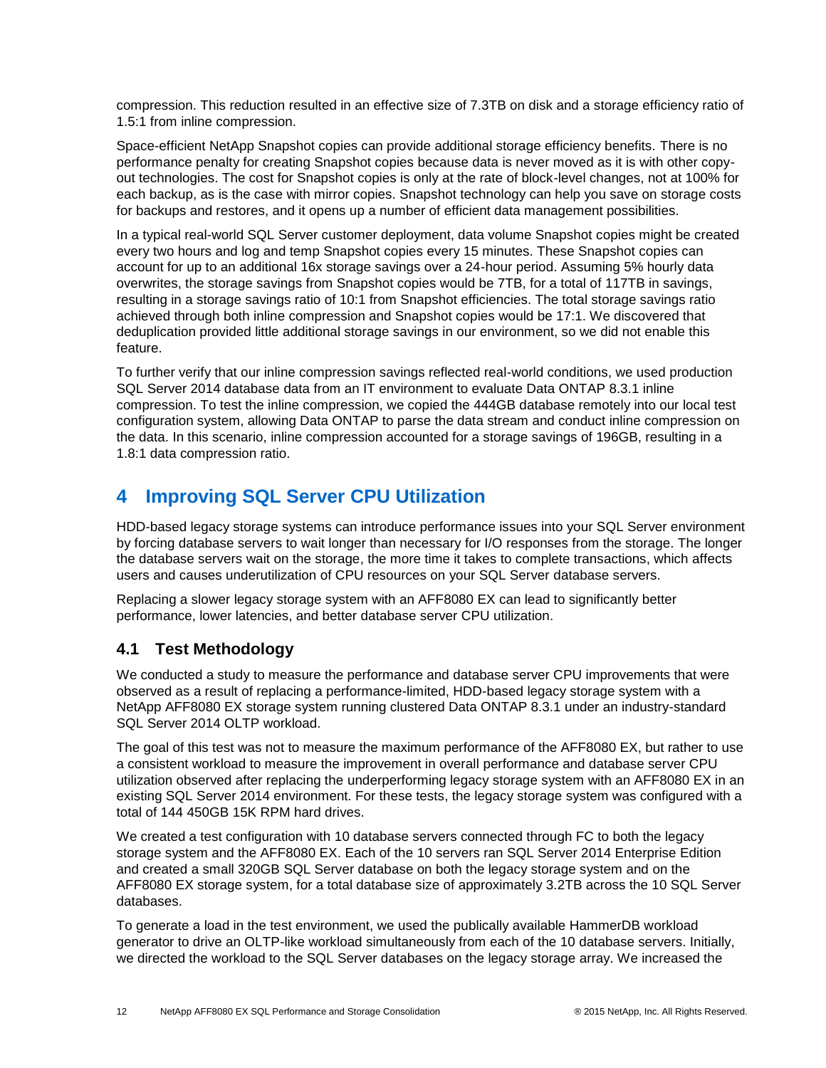compression. This reduction resulted in an effective size of 7.3TB on disk and a storage efficiency ratio of 1.5:1 from inline compression.

Space-efficient NetApp Snapshot copies can provide additional storage efficiency benefits. There is no performance penalty for creating Snapshot copies because data is never moved as it is with other copy-out technologies. The cost for Snapshot copies is only at the rate of block-level changes, not at 100% for each backup, as is the case with mirror copies. Snapshot technology can help you save on storage costs for backups and restores, and it opens up a number of efficient data management possibilities.

In a typical real-world SQL Server customer deployment, data volume Snapshot copies might be created every two hours and log and temp Snapshot copies every 15 minutes. These Snapshot copies can account for up to an additional 16x storage savings over a 24-hour period. Assuming 5% hourly data overwrites, the storage savings from Snapshot copies would be 7TB, for a total of 117TB in savings, resulting in a storage savings ratio of 10:1 from Snapshot efficiencies. The total storage savings ratio achieved through both inline compression and Snapshot copies would be 17:1. We discovered that deduplication provided little additional storage savings in our environment, so we did not enable this feature.

To further verify that our inline compression savings reflected real-world conditions, we used production SQL Server 2014 database data from an IT environment to evaluate Data ONTAP 8.3.1 inline compression. To test the inline compression, we copied the 444GB database remotely into our local test configuration system, allowing Data ONTAP to parse the data stream and conduct inline compression on the data. In this scenario, inline compression accounted for a storage savings of 196GB, resulting in a 1.8:1 data compression ratio.

# 4 Improving SQL Server CPU Utilization

HDD-based legacy storage systems can introduce performance issues into your SQL Server environment by forcing database servers to wait longer than necessary for I/O responses from the storage. The longer the database servers wait on the storage, the more time it takes to complete transactions, which affects users and causes underutilization of CPU resources on your SQL Server database servers.

Replacing a slower legacy storage system with an AFF8080 EX can lead to significantly better performance, lower latencies, and better database server CPU utilization.

## 4.1 Test Methodology

We conducted a study to measure the performance and database server CPU improvements that were observed as a result of replacing a performance-limited, HDD-based legacy storage system with a NetApp AFF8080 EX storage system running clustered Data ONTAP 8.3.1 under an industry-standard SQL Server 2014 OLTP workload.

The goal of this test was not to measure the maximum performance of the AFF8080 EX, but rather to use a consistent workload to measure the improvement in overall performance and database server CPU utilization observed after replacing the underperforming legacy storage system with an AFF8080 EX in an existing SQL Server 2014 environment. For these tests, the legacy storage system was configured with a total of 144 450GB 15K RPM hard drives.

We created a test configuration with 10 database servers connected through FC to both the legacy storage system and the AFF8080 EX. Each of the 10 servers ran SQL Server 2014 Enterprise Edition and created a small 320GB SQL Server database on both the legacy storage system and on the AFF8080 EX storage system, for a total database size of approximately 3.2TB across the 10 SQL Server databases.

To generate a load in the test environment, we used the publically available HammerDB workload generator to drive an OLTP-like workload simultaneously from each of the 10 database servers. Initially, we directed the workload to the SQL Server databases on the legacy storage array. We increased the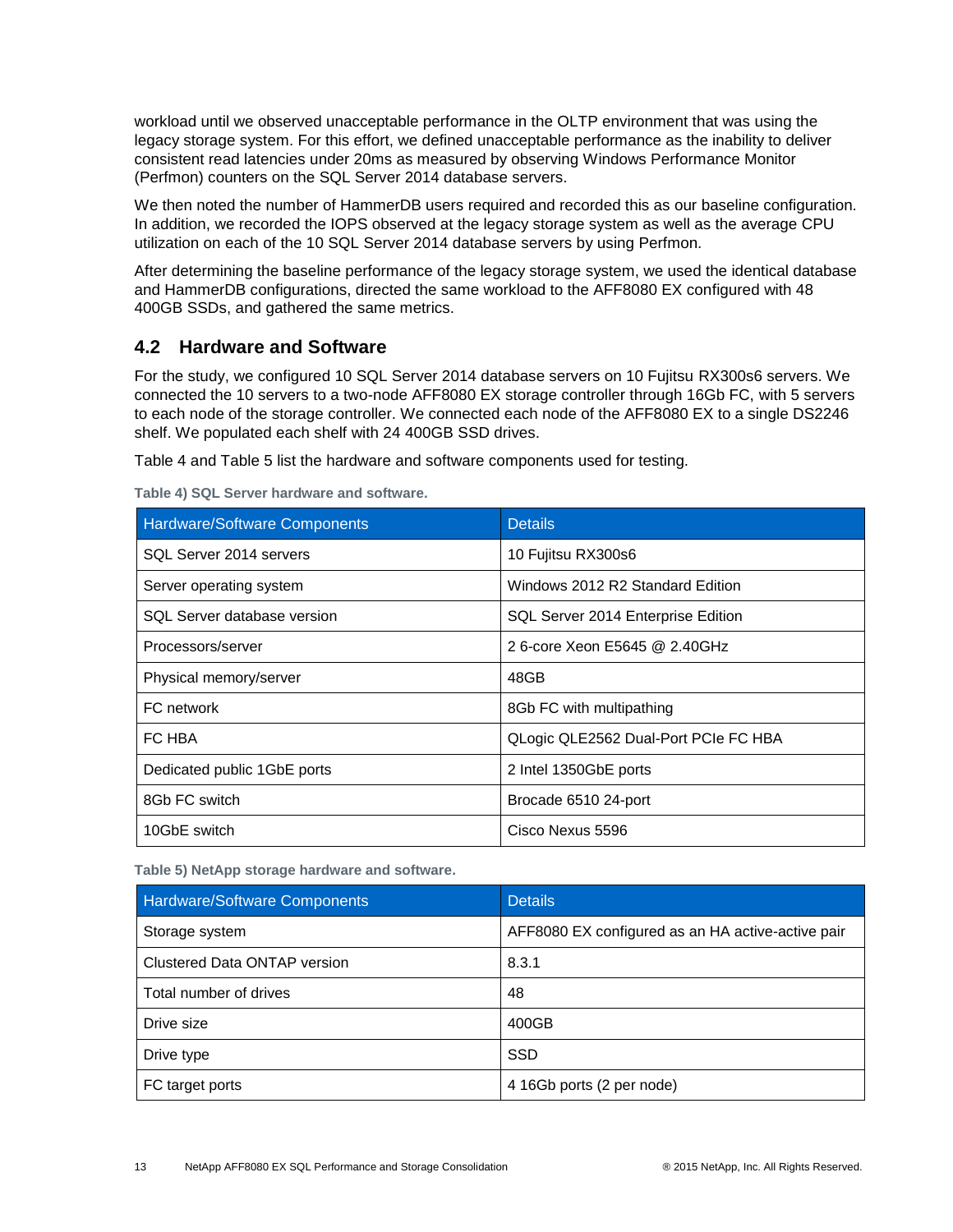workload until we observed unacceptable performance in the OLTP environment that was using the legacy storage system. For this effort, we defined unacceptable performance as the inability to deliver consistent read latencies under 20ms as measured by observing Windows Performance Monitor (Perfmon) counters on the SQL Server 2014 database servers.

We then noted the number of HammerDB users required and recorded this as our baseline configuration. In addition, we recorded the IOPS observed at the legacy storage system as well as the average CPU utilization on each of the 10 SQL Server 2014 database servers by using Perfmon.

After determining the baseline performance of the legacy storage system, we used the identical database and HammerDB configurations, directed the same workload to the AFF8080 EX configured with 48 400GB SSDs, and gathered the same metrics.

## 4.2 Hardware and Software

For the study, we configured 10 SQL Server 2014 database servers on 10 Fujitsu RX300s6 servers. We connected the 10 servers to a two-node AFF8080 EX storage controller through 16Gb FC, with 5 servers to each node of the storage controller. We connected each node of the AFF8080 EX to a single DS2246 shelf. We populated each shelf with 24 400GB SSD drives.

Table 4 and Table 5 list the hardware and software components used for testing.

**Table 4) SQL Server hardware and software.**

| Hardware/Software Components | Details |
| --- | --- |
| SQL Server 2014 servers | 10 Fujitsu RX300s6 |
| Server operating system | Windows 2012 R2 Standard Edition |
| SQL Server database version | SQL Server 2014 Enterprise Edition |
| Processors/server | 2 6-core Xeon E5645 @ 2.40GHz |
| Physical memory/server | 48GB |
| FC network | 8Gb FC with multipathing |
| FC HBA | QLogic QLE2562 Dual-Port PCIe FC HBA |
| Dedicated public 1GbE ports | 2 Intel 1350GbE ports |
| 8Gb FC switch | Brocade 6510 24-port |
| 10GbE switch | Cisco Nexus 5596 |

**Table 5) NetApp storage hardware and software.**

| Hardware/Software Components | Details |
| --- | --- |
| Storage system | AFF8080 EX configured as an HA active-active pair |
| Clustered Data ONTAP version | 8.3.1 |
| Total number of drives | 48 |
| Drive size | 400GB |
| Drive type | SSD |
| FC target ports | 4 16Gb ports (2 per node) |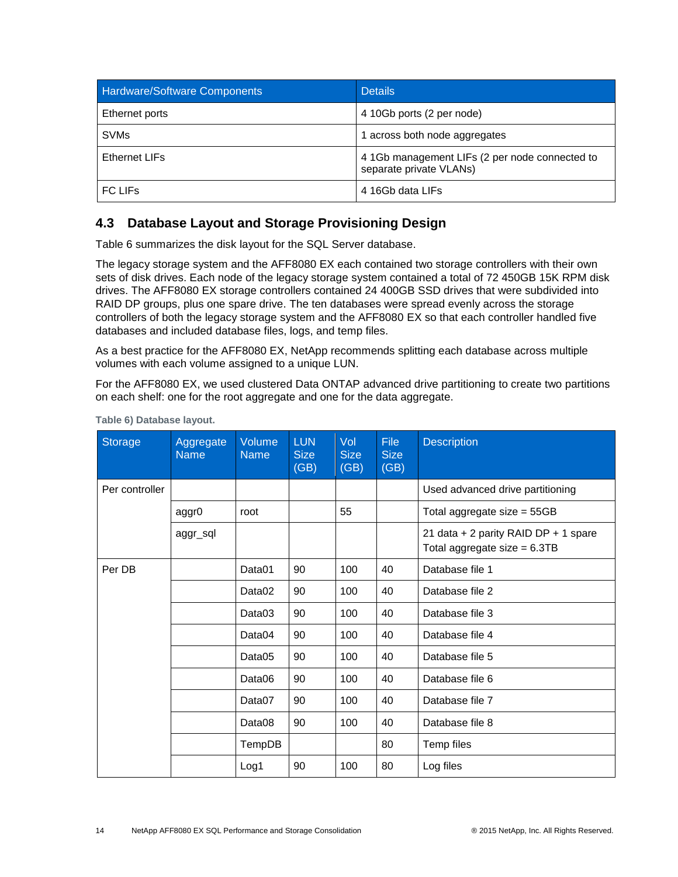| Hardware/Software Components | Details |
| --- | --- |
| Ethernet ports | 4 10Gb ports (2 per node) |
| SVMs | 1 across both node aggregates |
| Ethernet LIFs | 4 1Gb management LIFs (2 per node connected to separate private VLANs) |
| FC LIFs | 4 16Gb data LIFs |

## 4.3 Database Layout and Storage Provisioning Design

Table 6 summarizes the disk layout for the SQL Server database.

The legacy storage system and the AFF8080 EX each contained two storage controllers with their own sets of disk drives. Each node of the legacy storage system contained a total of 72 450GB 15K RPM disk drives. The AFF8080 EX storage controllers contained 24 400GB SSD drives that were subdivided into RAID DP groups, plus one spare drive. The ten databases were spread evenly across the storage controllers of both the legacy storage system and the AFF8080 EX so that each controller handled five databases and included database files, logs, and temp files.

As a best practice for the AFF8080 EX, NetApp recommends splitting each database across multiple volumes with each volume assigned to a unique LUN.

For the AFF8080 EX, we used clustered Data ONTAP advanced drive partitioning to create two partitions on each shelf: one for the root aggregate and one for the data aggregate.

**Table 6) Database layout.**

| Storage | Aggregate Name | Volume Name | LUN Size (GB) | Vol Size (GB) | File Size (GB) | Description |
| --- | --- | --- | --- | --- | --- | --- |
| Per controller | | | | | | Used advanced drive partitioning |
| | aggr0 | root | | 55 | | Total aggregate size = 55GB |
| | aggr_sql | | | | | 21 data + 2 parity RAID DP + 1 spare<br>Total aggregate size = 6.3TB |
| Per DB | | Data01 | 90 | 100 | 40 | Database file 1 |
| | | Data02 | 90 | 100 | 40 | Database file 2 |
| | | Data03 | 90 | 100 | 40 | Database file 3 |
| | | Data04 | 90 | 100 | 40 | Database file 4 |
| | | Data05 | 90 | 100 | 40 | Database file 5 |
| | | Data06 | 90 | 100 | 40 | Database file 6 |
| | | Data07 | 90 | 100 | 40 | Database file 7 |
| | | Data08 | 90 | 100 | 40 | Database file 8 |
| | | TempDB | | | 80 | Temp files |
| | | Log1 | 90 | 100 | 80 | Log files |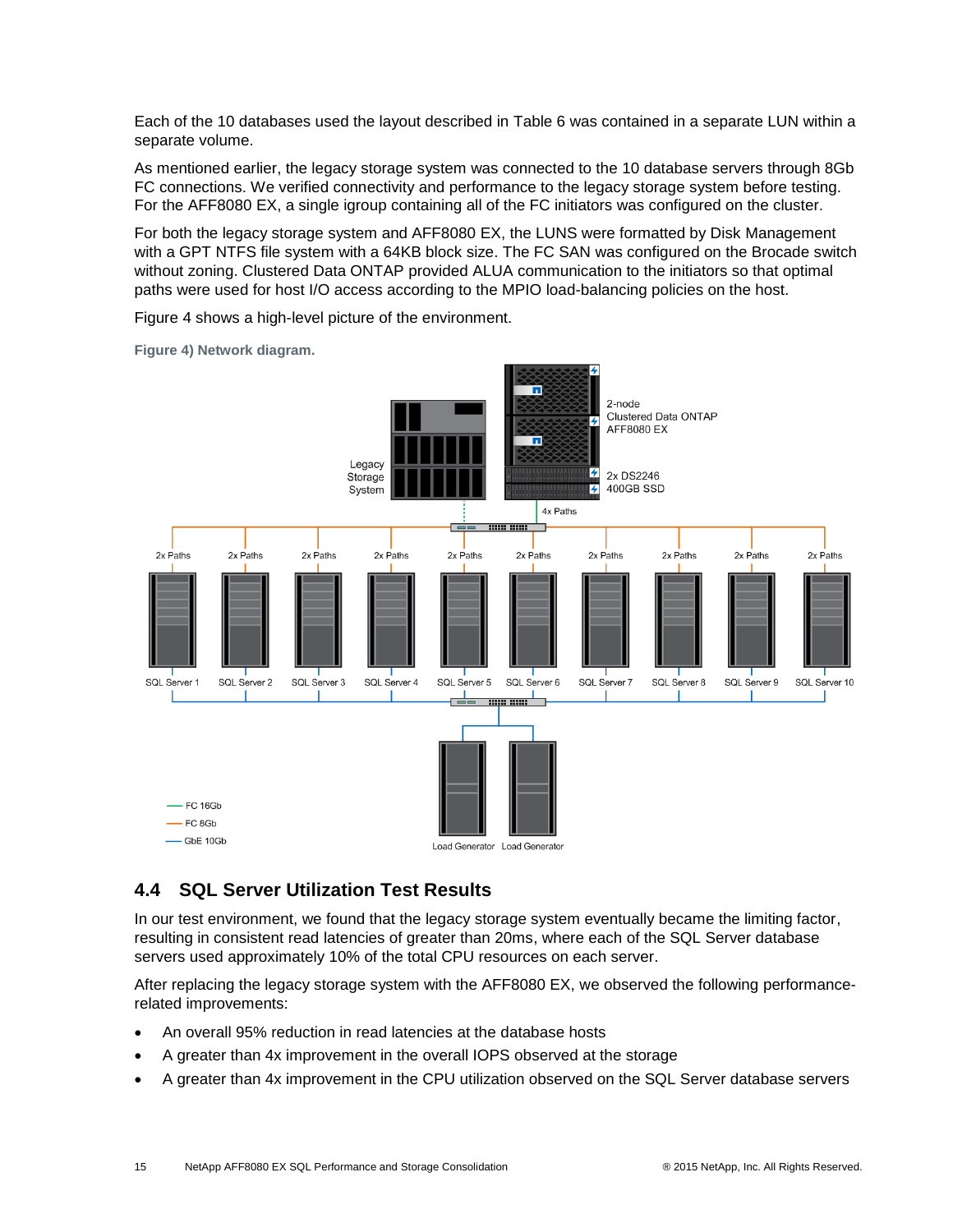Each of the 10 databases used the layout described in Table 6 was contained in a separate LUN within a separate volume.

As mentioned earlier, the legacy storage system was connected to the 10 database servers through 8Gb FC connections. We verified connectivity and performance to the legacy storage system before testing. For the AFF8080 EX, a single igroup containing all of the FC initiators was configured on the cluster.

For both the legacy storage system and AFF8080 EX, the LUNS were formatted by Disk Management with a GPT NTFS file system with a 64KB block size. The FC SAN was configured on the Brocade switch without zoning. Clustered Data ONTAP provided ALUA communication to the initiators so that optimal paths were used for host I/O access according to the MPIO load-balancing policies on the host.

Figure 4 shows a high-level picture of the environment.

**Figure 4) Network diagram.**

## 4.4 SQL Server Utilization Test Results

In our test environment, we found that the legacy storage system eventually became the limiting factor, resulting in consistent read latencies of greater than 20ms, where each of the SQL Server database servers used approximately 10% of the total CPU resources on each server.

After replacing the legacy storage system with the AFF8080 EX, we observed the following performance-related improvements:

- An overall 95% reduction in read latencies at the database hosts
- A greater than 4x improvement in the overall IOPS observed at the storage
- A greater than 4x improvement in the CPU utilization observed on the SQL Server database servers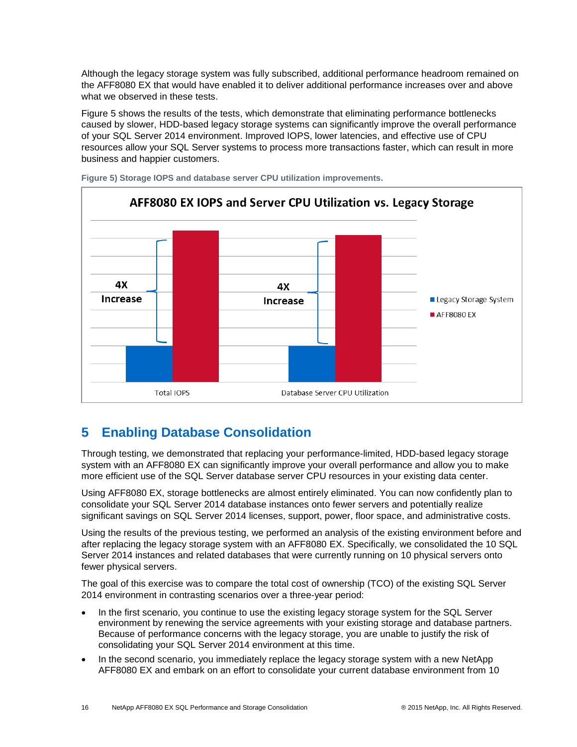Although the legacy storage system was fully subscribed, additional performance headroom remained on the AFF8080 EX that would have enabled it to deliver additional performance increases over and above what we observed in these tests.

Figure 5 shows the results of the tests, which demonstrate that eliminating performance bottlenecks caused by slower, HDD-based legacy storage systems can significantly improve the overall performance of your SQL Server 2014 environment. Improved IOPS, lower latencies, and effective use of CPU resources allow your SQL Server systems to process more transactions faster, which can result in more business and happier customers.

**Figure 5) Storage IOPS and database server CPU utilization improvements.**

## 5 Enabling Database Consolidation

Through testing, we demonstrated that replacing your performance-limited, HDD-based legacy storage system with an AFF8080 EX can significantly improve your overall performance and allow you to make more efficient use of the SQL Server database server CPU resources in your existing data center.

Using AFF8080 EX, storage bottlenecks are almost entirely eliminated. You can now confidently plan to consolidate your SQL Server 2014 database instances onto fewer servers and potentially realize significant savings on SQL Server 2014 licenses, support, power, floor space, and administrative costs.

Using the results of the previous testing, we performed an analysis of the existing environment before and after replacing the legacy storage system with an AFF8080 EX. Specifically, we consolidated the 10 SQL Server 2014 instances and related databases that were currently running on 10 physical servers onto fewer physical servers.

The goal of this exercise was to compare the total cost of ownership (TCO) of the existing SQL Server 2014 environment in contrasting scenarios over a three-year period:

- In the first scenario, you continue to use the existing legacy storage system for the SQL Server environment by renewing the service agreements with your existing storage and database partners. Because of performance concerns with the legacy storage, you are unable to justify the risk of consolidating your SQL Server 2014 environment at this time.
- In the second scenario, you immediately replace the legacy storage system with a new NetApp AFF8080 EX and embark on an effort to consolidate your current database environment from 10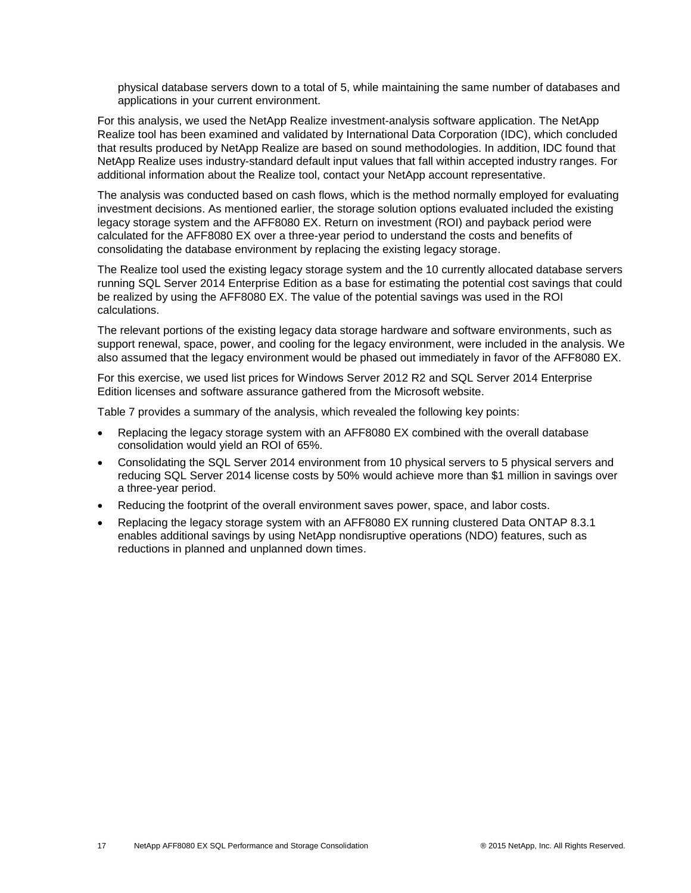physical database servers down to a total of 5, while maintaining the same number of databases and applications in your current environment.

For this analysis, we used the NetApp Realize investment-analysis software application. The NetApp Realize tool has been examined and validated by International Data Corporation (IDC), which concluded that results produced by NetApp Realize are based on sound methodologies. In addition, IDC found that NetApp Realize uses industry-standard default input values that fall within accepted industry ranges. For additional information about the Realize tool, contact your NetApp account representative.

The analysis was conducted based on cash flows, which is the method normally employed for evaluating investment decisions. As mentioned earlier, the storage solution options evaluated included the existing legacy storage system and the AFF8080 EX. Return on investment (ROI) and payback period were calculated for the AFF8080 EX over a three-year period to understand the costs and benefits of consolidating the database environment by replacing the existing legacy storage.

The Realize tool used the existing legacy storage system and the 10 currently allocated database servers running SQL Server 2014 Enterprise Edition as a base for estimating the potential cost savings that could be realized by using the AFF8080 EX. The value of the potential savings was used in the ROI calculations.

The relevant portions of the existing legacy data storage hardware and software environments, such as support renewal, space, power, and cooling for the legacy environment, were included in the analysis. We also assumed that the legacy environment would be phased out immediately in favor of the AFF8080 EX.

For this exercise, we used list prices for Windows Server 2012 R2 and SQL Server 2014 Enterprise Edition licenses and software assurance gathered from the Microsoft website.

Table 7 provides a summary of the analysis, which revealed the following key points:

- Replacing the legacy storage system with an AFF8080 EX combined with the overall database consolidation would yield an ROI of 65%.
- Consolidating the SQL Server 2014 environment from 10 physical servers to 5 physical servers and reducing SQL Server 2014 license costs by 50% would achieve more than $1 million in savings over a three-year period.
- Reducing the footprint of the overall environment saves power, space, and labor costs.
- Replacing the legacy storage system with an AFF8080 EX running clustered Data ONTAP 8.3.1 enables additional savings by using NetApp nondisruptive operations (NDO) features, such as reductions in planned and unplanned down times.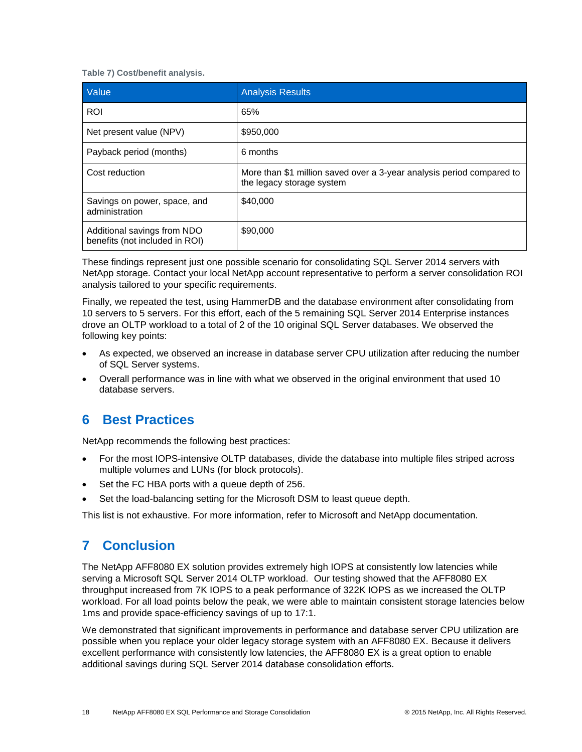Table 7) Cost/benefit analysis.

| Value | Analysis Results |
|---|---|
| ROI | 65% |
| Net present value (NPV) | $950,000 |
| Payback period (months) | 6 months |
| Cost reduction | More than $1 million saved over a 3-year analysis period compared to the legacy storage system |
| Savings on power, space, and administration | $40,000 |
| Additional savings from NDO benefits (not included in ROI) | $90,000 |

These findings represent just one possible scenario for consolidating SQL Server 2014 servers with NetApp storage. Contact your local NetApp account representative to perform a server consolidation ROI analysis tailored to your specific requirements.

Finally, we repeated the test, using HammerDB and the database environment after consolidating from 10 servers to 5 servers. For this effort, each of the 5 remaining SQL Server 2014 Enterprise instances drove an OLTP workload to a total of 2 of the 10 original SQL Server databases. We observed the following key points:

- As expected, we observed an increase in database server CPU utilization after reducing the number of SQL Server systems.
- Overall performance was in line with what we observed in the original environment that used 10 database servers.

## 6 Best Practices

NetApp recommends the following best practices:

- For the most IOPS-intensive OLTP databases, divide the database into multiple files striped across multiple volumes and LUNs (for block protocols).
- Set the FC HBA ports with a queue depth of 256.
- Set the load-balancing setting for the Microsoft DSM to least queue depth.

This list is not exhaustive. For more information, refer to Microsoft and NetApp documentation.

## 7 Conclusion

The NetApp AFF8080 EX solution provides extremely high IOPS at consistently low latencies while serving a Microsoft SQL Server 2014 OLTP workload. Our testing showed that the AFF8080 EX throughput increased from 7K IOPS to a peak performance of 322K IOPS as we increased the OLTP workload. For all load points below the peak, we were able to maintain consistent storage latencies below 1ms and provide space-efficiency savings of up to 17:1.

We demonstrated that significant improvements in performance and database server CPU utilization are possible when you replace your older legacy storage system with an AFF8080 EX. Because it delivers excellent performance with consistently low latencies, the AFF8080 EX is a great option to enable additional savings during SQL Server 2014 database consolidation efforts.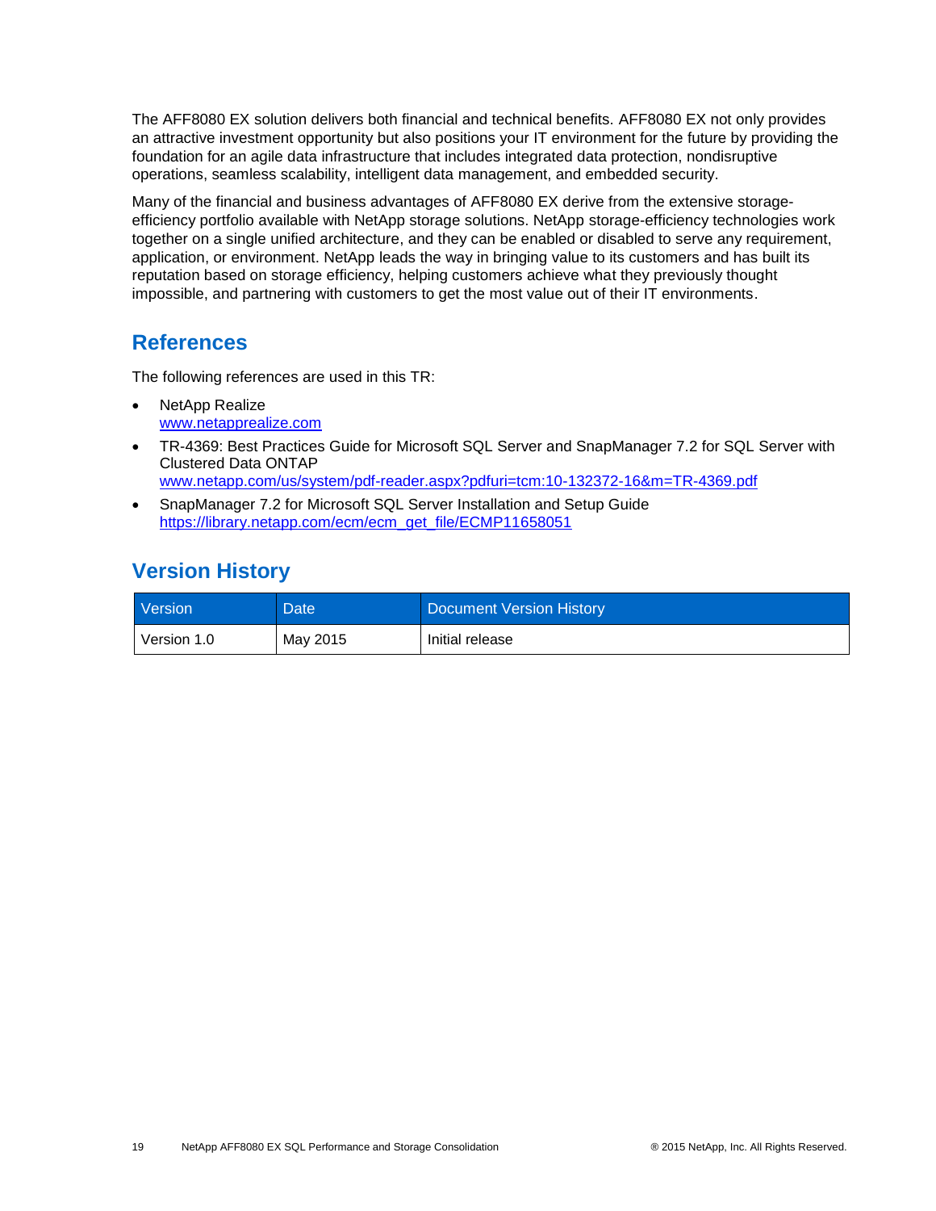The AFF8080 EX solution delivers both financial and technical benefits. AFF8080 EX not only provides an attractive investment opportunity but also positions your IT environment for the future by providing the foundation for an agile data infrastructure that includes integrated data protection, nondisruptive operations, seamless scalability, intelligent data management, and embedded security.

Many of the financial and business advantages of AFF8080 EX derive from the extensive storage-efficiency portfolio available with NetApp storage solutions. NetApp storage-efficiency technologies work together on a single unified architecture, and they can be enabled or disabled to serve any requirement, application, or environment. NetApp leads the way in bringing value to its customers and has built its reputation based on storage efficiency, helping customers achieve what they previously thought impossible, and partnering with customers to get the most value out of their IT environments.

## References

The following references are used in this TR:

- NetApp Realize
  www.netapprealize.com
- TR-4369: Best Practices Guide for Microsoft SQL Server and SnapManager 7.2 for SQL Server with Clustered Data ONTAP
  www.netapp.com/us/system/pdf-reader.aspx?pdfuri=tcm:10-132372-16&m=TR-4369.pdf
- SnapManager 7.2 for Microsoft SQL Server Installation and Setup Guide
  https://library.netapp.com/ecm/ecm_get_file/ECMP11658051

## Version History

| Version | Date | Document Version History |
|---|---|---|
| Version 1.0 | May 2015 | Initial release |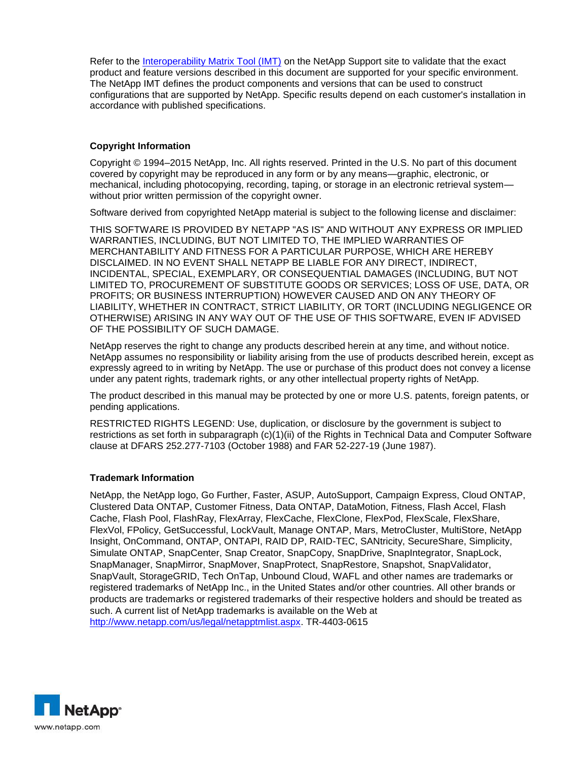Refer to the [Interoperability Matrix Tool (IMT)]() on the NetApp Support site to validate that the exact product and feature versions described in this document are supported for your specific environment. The NetApp IMT defines the product components and versions that can be used to construct configurations that are supported by NetApp. Specific results depend on each customer's installation in accordance with published specifications.

**Copyright Information**

Copyright © 1994–2015 NetApp, Inc. All rights reserved. Printed in the U.S. No part of this document covered by copyright may be reproduced in any form or by any means—graphic, electronic, or mechanical, including photocopying, recording, taping, or storage in an electronic retrieval system—without prior written permission of the copyright owner.

Software derived from copyrighted NetApp material is subject to the following license and disclaimer:

THIS SOFTWARE IS PROVIDED BY NETAPP "AS IS" AND WITHOUT ANY EXPRESS OR IMPLIED WARRANTIES, INCLUDING, BUT NOT LIMITED TO, THE IMPLIED WARRANTIES OF MERCHANTABILITY AND FITNESS FOR A PARTICULAR PURPOSE, WHICH ARE HEREBY DISCLAIMED. IN NO EVENT SHALL NETAPP BE LIABLE FOR ANY DIRECT, INDIRECT, INCIDENTAL, SPECIAL, EXEMPLARY, OR CONSEQUENTIAL DAMAGES (INCLUDING, BUT NOT LIMITED TO, PROCUREMENT OF SUBSTITUTE GOODS OR SERVICES; LOSS OF USE, DATA, OR PROFITS; OR BUSINESS INTERRUPTION) HOWEVER CAUSED AND ON ANY THEORY OF LIABILITY, WHETHER IN CONTRACT, STRICT LIABILITY, OR TORT (INCLUDING NEGLIGENCE OR OTHERWISE) ARISING IN ANY WAY OUT OF THE USE OF THIS SOFTWARE, EVEN IF ADVISED OF THE POSSIBILITY OF SUCH DAMAGE.

NetApp reserves the right to change any products described herein at any time, and without notice. NetApp assumes no responsibility or liability arising from the use of products described herein, except as expressly agreed to in writing by NetApp. The use or purchase of this product does not convey a license under any patent rights, trademark rights, or any other intellectual property rights of NetApp.

The product described in this manual may be protected by one or more U.S. patents, foreign patents, or pending applications.

RESTRICTED RIGHTS LEGEND: Use, duplication, or disclosure by the government is subject to restrictions as set forth in subparagraph (c)(1)(ii) of the Rights in Technical Data and Computer Software clause at DFARS 252.277-7103 (October 1988) and FAR 52-227-19 (June 1987).

**Trademark Information**

NetApp, the NetApp logo, Go Further, Faster, ASUP, AutoSupport, Campaign Express, Cloud ONTAP, Clustered Data ONTAP, Customer Fitness, Data ONTAP, DataMotion, Fitness, Flash Accel, Flash Cache, Flash Pool, FlashRay, FlexArray, FlexCache, FlexClone, FlexPod, FlexScale, FlexShare, FlexVol, FPolicy, GetSuccessful, LockVault, Manage ONTAP, Mars, MetroCluster, MultiStore, NetApp Insight, OnCommand, ONTAP, ONTAPI, RAID DP, RAID-TEC, SANtricity, SecureShare, Simplicity, Simulate ONTAP, SnapCenter, Snap Creator, SnapCopy, SnapDrive, SnapIntegrator, SnapLock, SnapManager, SnapMirror, SnapMover, SnapProtect, SnapRestore, Snapshot, SnapValidator, SnapVault, StorageGRID, Tech OnTap, Unbound Cloud, WAFL and other names are trademarks or registered trademarks of NetApp Inc., in the United States and/or other countries. All other brands or products are trademarks or registered trademarks of their respective holders and should be treated as such. A current list of NetApp trademarks is available on the Web at [http://www.netapp.com/us/legal/netapptmlist.aspx](http://www.netapp.com/us/legal/netapptmlist.aspx). TR-4403-0615

NetApp
www.netapp.com